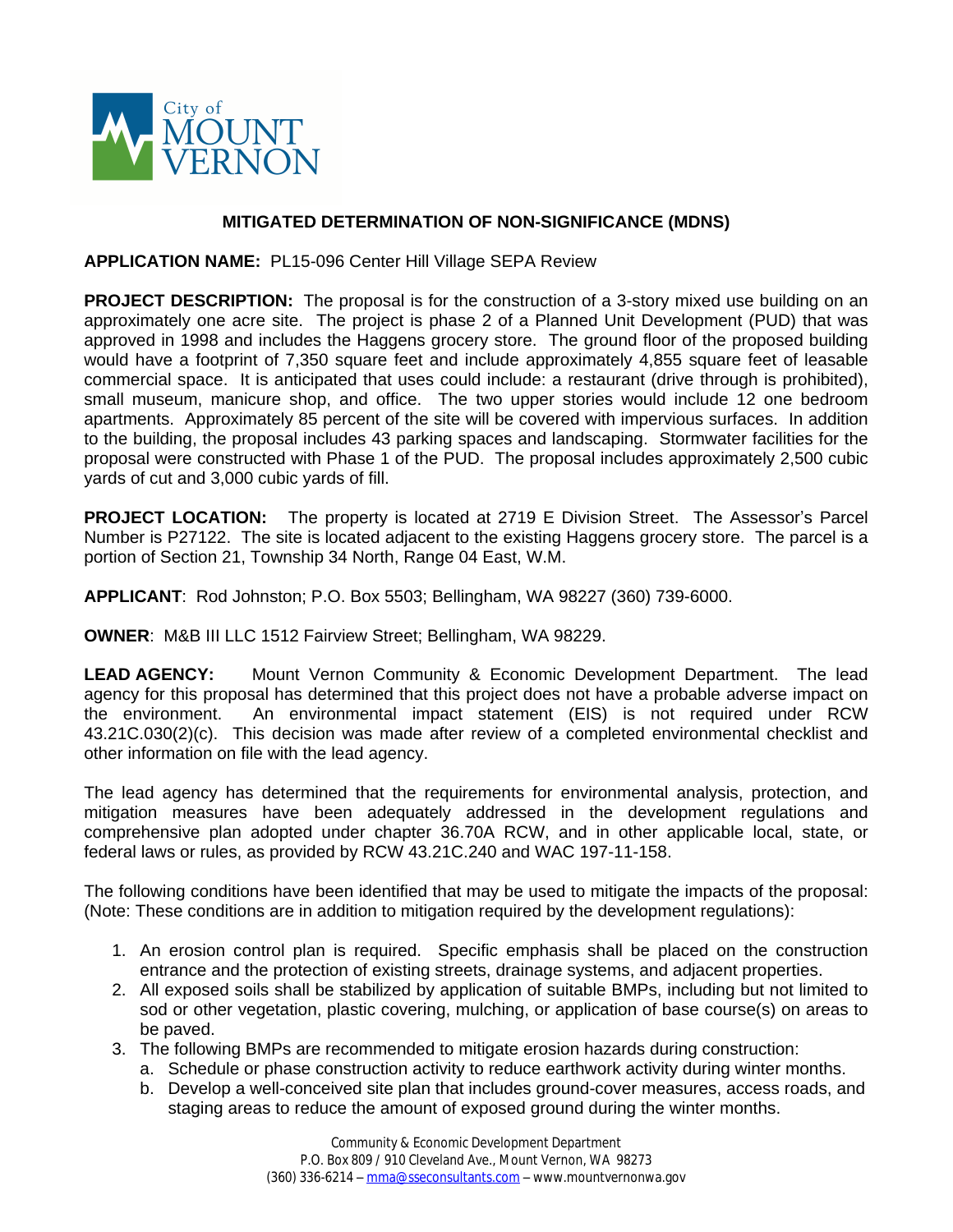# MITIGATED DETERMINATION OF NON-SIGNIFICANCE (MDNS)

**APPLICATION NAME:** PL15-096 Center Hill Village SEPA Review

**PROJECT DESCRIPTION:** The proposal is for the construction of a 3-story mixed use building on an approximately one acre site. The project is phase 2 of a Planned Unit Development (PUD) that was approved in 1998 and includes the Haggens grocery store. The ground floor of the proposed building would have a footprint of 7,350 square feet and include approximately 4,855 square feet of leasable commercial space. It is anticipated that uses could include: a restaurant (drive through is prohibited), small museum, manicure shop, and office. The two upper stories would include 12 one bedroom apartments. Approximately 85 percent of the site will be covered with impervious surfaces. In addition to the building, the proposal includes 43 parking spaces and landscaping. Stormwater facilities for the proposal were constructed with Phase 1 of the PUD. The proposal includes approximately 2,500 cubic yards of cut and 3,000 cubic yards of fill.

**PROJECT LOCATION:** The property is located at 2719 E Division Street. The Assessor's Parcel Number is P27122. The site is located adjacent to the existing Haggens grocery store. The parcel is a portion of Section 21, Township 34 North, Range 04 East, W.M.

**APPLICANT**: Rod Johnston; P.O. Box 5503; Bellingham, WA 98227 (360) 739-6000.

**OWNER**: M&B III LLC 1512 Fairview Street; Bellingham, WA 98229.

**LEAD AGENCY:** Mount Vernon Community & Economic Development Department. The lead agency for this proposal has determined that this project does not have a probable adverse impact on the environment. An environmental impact statement (EIS) is not required under RCW 43.21C.030(2)(c). This decision was made after review of a completed environmental checklist and other information on file with the lead agency.

The lead agency has determined that the requirements for environmental analysis, protection, and mitigation measures have been adequately addressed in the development regulations and comprehensive plan adopted under chapter 36.70A RCW, and in other applicable local, state, or federal laws or rules, as provided by RCW 43.21C.240 and WAC 197-11-158.

The following conditions have been identified that may be used to mitigate the impacts of the proposal: (Note: These conditions are in addition to mitigation required by the development regulations):

1. An erosion control plan is required. Specific emphasis shall be placed on the construction entrance and the protection of existing streets, drainage systems, and adjacent properties.
2. All exposed soils shall be stabilized by application of suitable BMPs, including but not limited to sod or other vegetation, plastic covering, mulching, or application of base course(s) on areas to be paved.
3. The following BMPs are recommended to mitigate erosion hazards during construction:
   a. Schedule or phase construction activity to reduce earthwork activity during winter months.
   b. Develop a well-conceived site plan that includes ground-cover measures, access roads, and staging areas to reduce the amount of exposed ground during the winter months.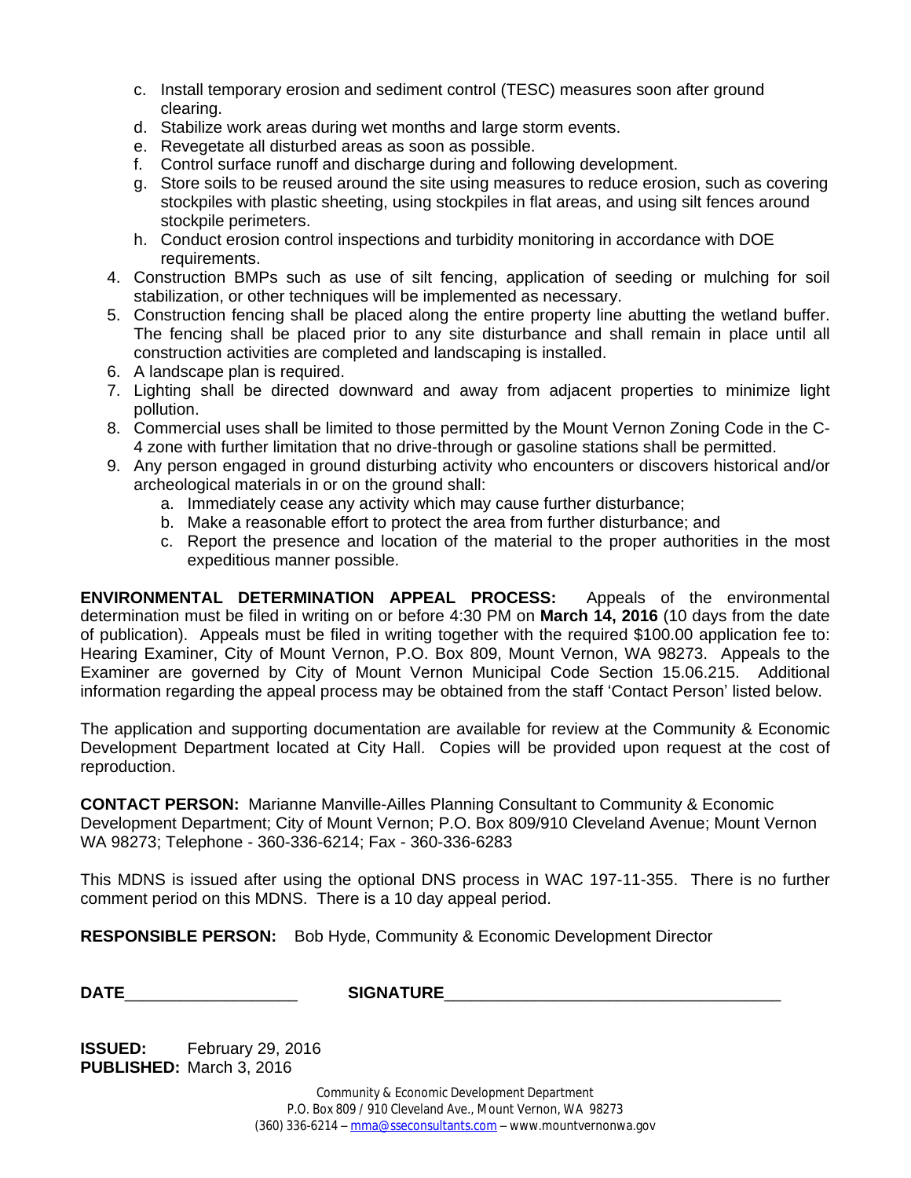c. Install temporary erosion and sediment control (TESC) measures soon after ground clearing.
d. Stabilize work areas during wet months and large storm events.
e. Revegetate all disturbed areas as soon as possible.
f. Control surface runoff and discharge during and following development.
g. Store soils to be reused around the site using measures to reduce erosion, such as covering stockpiles with plastic sheeting, using stockpiles in flat areas, and using silt fences around stockpile perimeters.
h. Conduct erosion control inspections and turbidity monitoring in accordance with DOE requirements.

4. Construction BMPs such as use of silt fencing, application of seeding or mulching for soil stabilization, or other techniques will be implemented as necessary.
5. Construction fencing shall be placed along the entire property line abutting the wetland buffer. The fencing shall be placed prior to any site disturbance and shall remain in place until all construction activities are completed and landscaping is installed.
6. A landscape plan is required.
7. Lighting shall be directed downward and away from adjacent properties to minimize light pollution.
8. Commercial uses shall be limited to those permitted by the Mount Vernon Zoning Code in the C-4 zone with further limitation that no drive-through or gasoline stations shall be permitted.
9. Any person engaged in ground disturbing activity who encounters or discovers historical and/or archeological materials in or on the ground shall:
   a. Immediately cease any activity which may cause further disturbance;
   b. Make a reasonable effort to protect the area from further disturbance; and
   c. Report the presence and location of the material to the proper authorities in the most expeditious manner possible.

**ENVIRONMENTAL DETERMINATION APPEAL PROCESS:** Appeals of the environmental determination must be filed in writing on or before 4:30 PM on **March 14, 2016** (10 days from the date of publication). Appeals must be filed in writing together with the required $100.00 application fee to: Hearing Examiner, City of Mount Vernon, P.O. Box 809, Mount Vernon, WA 98273. Appeals to the Examiner are governed by City of Mount Vernon Municipal Code Section 15.06.215. Additional information regarding the appeal process may be obtained from the staff 'Contact Person' listed below.

The application and supporting documentation are available for review at the Community & Economic Development Department located at City Hall. Copies will be provided upon request at the cost of reproduction.

**CONTACT PERSON:** Marianne Manville-Ailles Planning Consultant to Community & Economic Development Department; City of Mount Vernon; P.O. Box 809/910 Cleveland Avenue; Mount Vernon WA 98273; Telephone - 360-336-6214; Fax - 360-336-6283

This MDNS is issued after using the optional DNS process in WAC 197-11-355. There is no further comment period on this MDNS. There is a 10 day appeal period.

**RESPONSIBLE PERSON:** Bob Hyde, Community & Economic Development Director

**DATE**__________________ **SIGNATURE**____________________________________

**ISSUED:** February 29, 2016
**PUBLISHED:** March 3, 2016

Community & Economic Development Department
P.O. Box 809 / 910 Cleveland Ave., Mount Vernon, WA 98273
(360) 336-6214 – mma@sseconsultants.com – www.mountvernonwa.gov